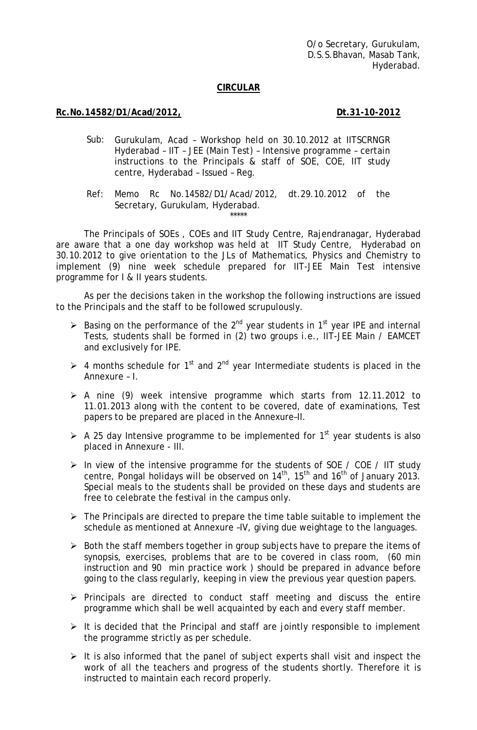O/o Secretary, Gurukulam,
D.S.S.Bhavan, Masab Tank,
Hyderabad.

## CIRCULAR

**Rc.No.14582/D1/Acad/2012, Dt.31-10-2012**

Sub: Gurukulam, Acad – Workshop held on 30.10.2012 at IITSCRNGR Hyderabad – IIT – JEE (Main Test) – Intensive programme – certain instructions to the Principals & staff of SOE, COE, IIT study centre, Hyderabad – Issued – Reg.

Ref: Memo Rc No.14582/D1/Acad/2012, dt.29.10.2012 of the Secretary, Gurukulam, Hyderabad.

\*\*\*\*\*

The Principals of SOEs , COEs and IIT Study Centre, Rajendranagar, Hyderabad are aware that a one day workshop was held at IIT Study Centre, Hyderabad on 30.10.2012 to give orientation to the JLs of Mathematics, Physics and Chemistry to implement (9) nine week schedule prepared for IIT-JEE Main Test intensive programme for I & II years students.

As per the decisions taken in the workshop the following instructions are issued to the Principals and the staff to be followed scrupulously.

- Basing on the performance of the 2nd year students in 1st year IPE and internal Tests, students shall be formed in (2) two groups i.e., IIT-JEE Main / EAMCET and exclusively for IPE.
- 4 months schedule for 1st and 2nd year Intermediate students is placed in the Annexure – I.
- A nine (9) week intensive programme which starts from 12.11.2012 to 11.01.2013 along with the content to be covered, date of examinations, Test papers to be prepared are placed in the Annexure–II.
- A 25 day Intensive programme to be implemented for 1st year students is also placed in Annexure - III.
- In view of the intensive programme for the students of SOE / COE / IIT study centre, Pongal holidays will be observed on 14th, 15th and 16th of January 2013. Special meals to the students shall be provided on these days and students are free to celebrate the festival in the campus only.
- The Principals are directed to prepare the time table suitable to implement the schedule as mentioned at Annexure –IV, giving due weightage to the languages.
- Both the staff members together in group subjects have to prepare the items of synopsis, exercises, problems that are to be covered in class room, (60 min instruction and 90 min practice work ) should be prepared in advance before going to the class regularly, keeping in view the previous year question papers.
- Principals are directed to conduct staff meeting and discuss the entire programme which shall be well acquainted by each and every staff member.
- It is decided that the Principal and staff are jointly responsible to implement the programme strictly as per schedule.
- It is also informed that the panel of subject experts shall visit and inspect the work of all the teachers and progress of the students shortly. Therefore it is instructed to maintain each record properly.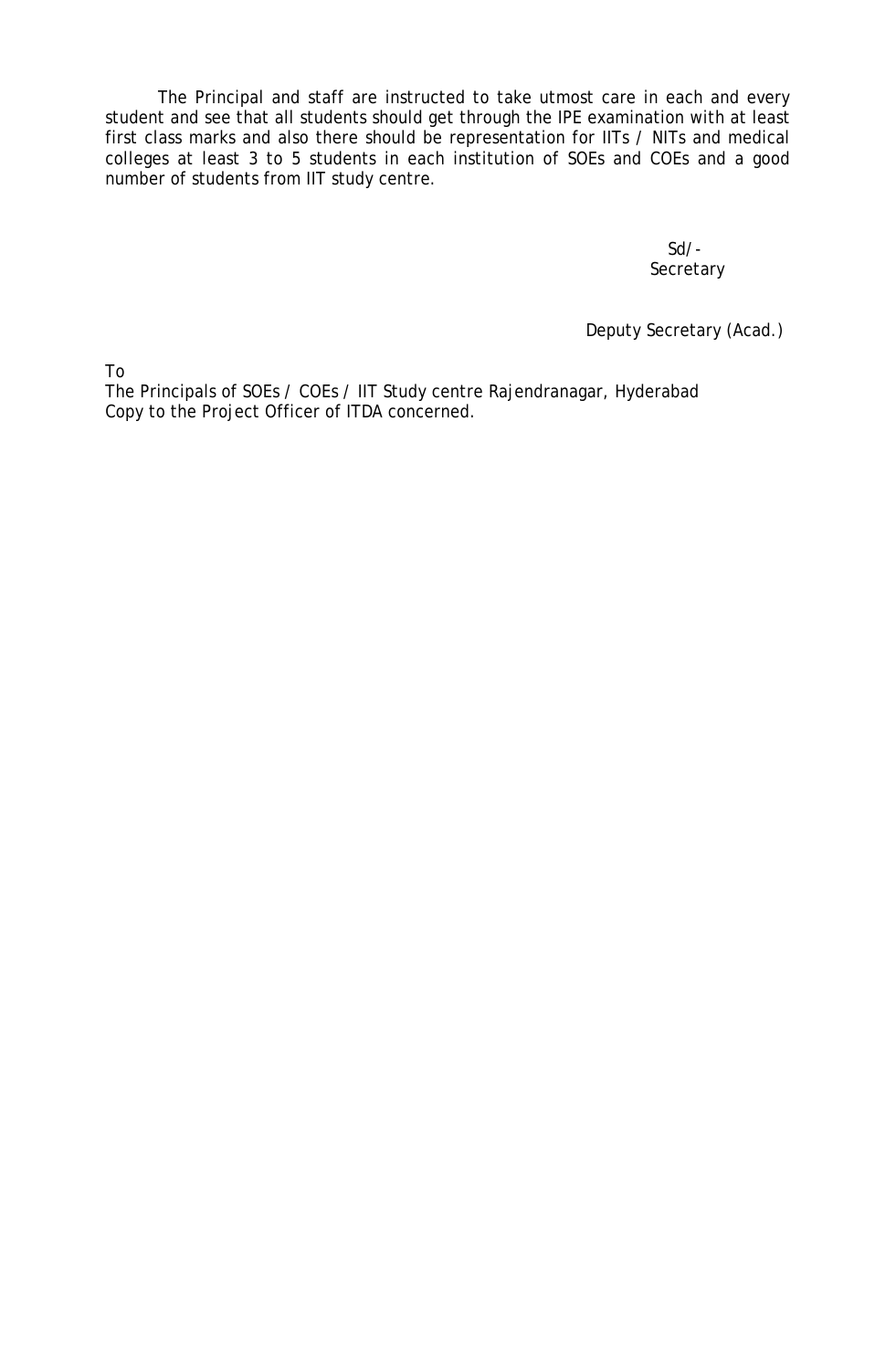The Principal and staff are instructed to take utmost care in each and every student and see that all students should get through the IPE examination with at least first class marks and also there should be representation for IITs / NITs and medical colleges at least 3 to 5 students in each institution of SOEs and COEs and a good number of students from IIT study centre.

Sd/-
Secretary

Deputy Secretary (Acad.)

To
The Principals of SOEs / COEs / IIT Study centre Rajendranagar, Hyderabad
Copy to the Project Officer of ITDA concerned.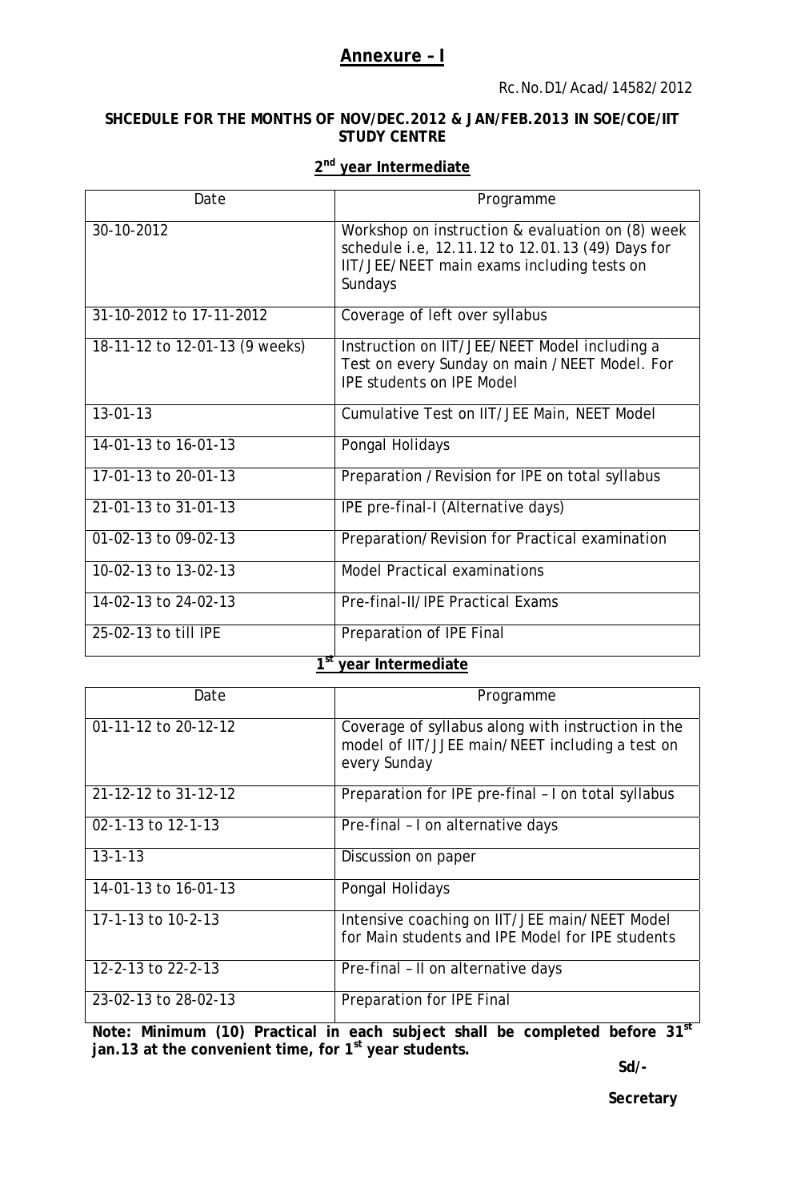## Annexure – I

Rc.No.D1/Acad/14582/2012

**SHCEDULE FOR THE MONTHS OF NOV/DEC.2012 & JAN/FEB.2013 IN SOE/COE/IIT STUDY CENTRE**

### 2nd year Intermediate

| Date | Programme |
|---|---|
| 30-10-2012 | Workshop on instruction & evaluation on (8) week schedule i.e, 12.11.12 to 12.01.13 (49) Days for IIT/JEE/NEET main exams including tests on Sundays |
| 31-10-2012 to 17-11-2012 | Coverage of left over syllabus |
| 18-11-12 to 12-01-13 (9 weeks) | Instruction on IIT/JEE/NEET Model including a Test on every Sunday on main /NEET Model. For IPE students on IPE Model |
| 13-01-13 | Cumulative Test on IIT/JEE Main, NEET Model |
| 14-01-13 to 16-01-13 | Pongal Holidays |
| 17-01-13 to 20-01-13 | Preparation /Revision for IPE on total syllabus |
| 21-01-13 to 31-01-13 | IPE pre-final-I (Alternative days) |
| 01-02-13 to 09-02-13 | Preparation/Revision for Practical examination |
| 10-02-13 to 13-02-13 | Model Practical examinations |
| 14-02-13 to 24-02-13 | Pre-final-II/IPE Practical Exams |
| 25-02-13 to till IPE | Preparation of IPE Final |

### 1st year Intermediate

| Date | Programme |
|---|---|
| 01-11-12 to 20-12-12 | Coverage of syllabus along with instruction in the model of IIT/JJEE main/NEET including a test on every Sunday |
| 21-12-12 to 31-12-12 | Preparation for IPE pre-final – I on total syllabus |
| 02-1-13 to 12-1-13 | Pre-final – I on alternative days |
| 13-1-13 | Discussion on paper |
| 14-01-13 to 16-01-13 | Pongal Holidays |
| 17-1-13 to 10-2-13 | Intensive coaching on IIT/JEE main/NEET Model for Main students and IPE Model for IPE students |
| 12-2-13 to 22-2-13 | Pre-final – II on alternative days |
| 23-02-13 to 28-02-13 | Preparation for IPE Final |

**Note: Minimum (10) Practical in each subject shall be completed before 31st jan.13 at the convenient time, for 1st year students.**

**Sd/-**

**Secretary**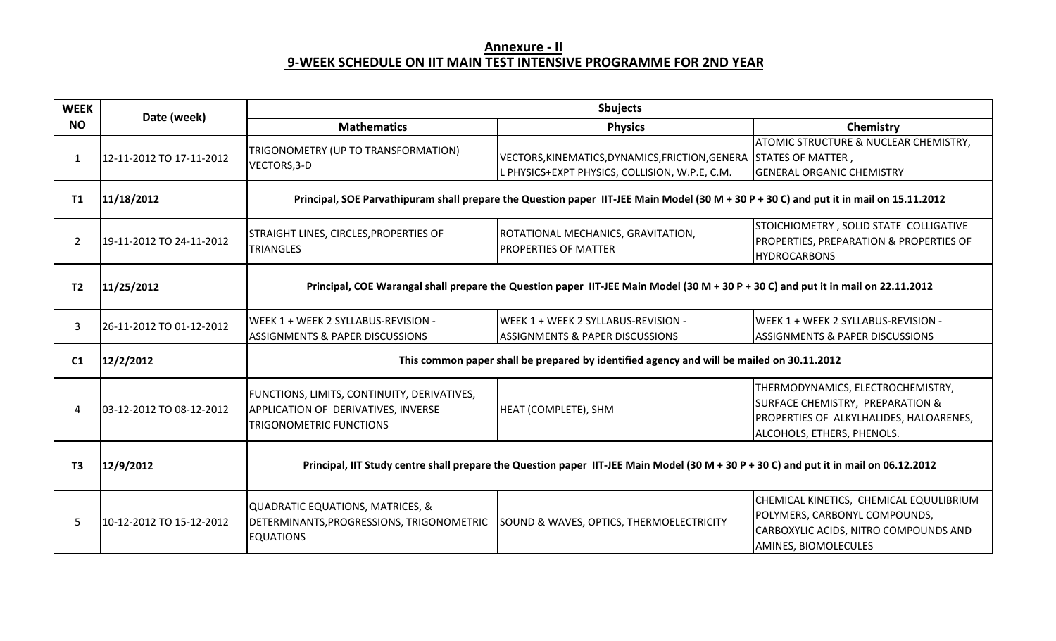## Annexure - II

## 9-WEEK SCHEDULE ON IIT MAIN TEST INTENSIVE PROGRAMME FOR 2ND YEAR

| WEEK NO | Date (week) | Sbujects | | |
|---|---|---|---|---|
| | | Mathematics | Physics | Chemistry |
| 1 | 12-11-2012 TO 17-11-2012 | TRIGONOMETRY (UP TO TRANSFORMATION) VECTORS,3-D | VECTORS,KINEMATICS,DYNAMICS,FRICTION,GENERAL PHYSICS+EXPT PHYSICS, COLLISION, W.P.E, C.M. | ATOMIC STRUCTURE & NUCLEAR CHEMISTRY, STATES OF MATTER , GENERAL ORGANIC CHEMISTRY |
| T1 | 11/18/2012 | Principal, SOE Parvathipuram shall prepare the Question paper IIT-JEE Main Model (30 M + 30 P + 30 C) and put it in mail on 15.11.2012 | | |
| 2 | 19-11-2012 TO 24-11-2012 | STRAIGHT LINES, CIRCLES,PROPERTIES OF TRIANGLES | ROTATIONAL MECHANICS, GRAVITATION, PROPERTIES OF MATTER | STOICHIOMETRY , SOLID STATE COLLIGATIVE PROPERTIES, PREPARATION & PROPERTIES OF HYDROCARBONS |
| T2 | 11/25/2012 | Principal, COE Warangal shall prepare the Question paper IIT-JEE Main Model (30 M + 30 P + 30 C) and put it in mail on 22.11.2012 | | |
| 3 | 26-11-2012 TO 01-12-2012 | WEEK 1 + WEEK 2 SYLLABUS-REVISION - ASSIGNMENTS & PAPER DISCUSSIONS | WEEK 1 + WEEK 2 SYLLABUS-REVISION - ASSIGNMENTS & PAPER DISCUSSIONS | WEEK 1 + WEEK 2 SYLLABUS-REVISION - ASSIGNMENTS & PAPER DISCUSSIONS |
| C1 | 12/2/2012 | This common paper shall be prepared by identified agency and will be mailed on 30.11.2012 | | |
| 4 | 03-12-2012 TO 08-12-2012 | FUNCTIONS, LIMITS, CONTINUITY, DERIVATIVES, APPLICATION OF DERIVATIVES, INVERSE TRIGONOMETRIC FUNCTIONS | HEAT (COMPLETE), SHM | THERMODYNAMICS, ELECTROCHEMISTRY, SURFACE CHEMISTRY, PREPARATION & PROPERTIES OF ALKYLHALIDES, HALOARENES, ALCOHOLS, ETHERS, PHENOLS. |
| T3 | 12/9/2012 | Principal, IIT Study centre shall prepare the Question paper IIT-JEE Main Model (30 M + 30 P + 30 C) and put it in mail on 06.12.2012 | | |
| 5 | 10-12-2012 TO 15-12-2012 | QUADRATIC EQUATIONS, MATRICES, & DETERMINANTS,PROGRESSIONS, TRIGONOMETRIC EQUATIONS | SOUND & WAVES, OPTICS, THERMOELECTRICITY | CHEMICAL KINETICS, CHEMICAL EQUULIBRIUM POLYMERS, CARBONYL COMPOUNDS, CARBOXYLIC ACIDS, NITRO COMPOUNDS AND AMINES, BIOMOLECULES |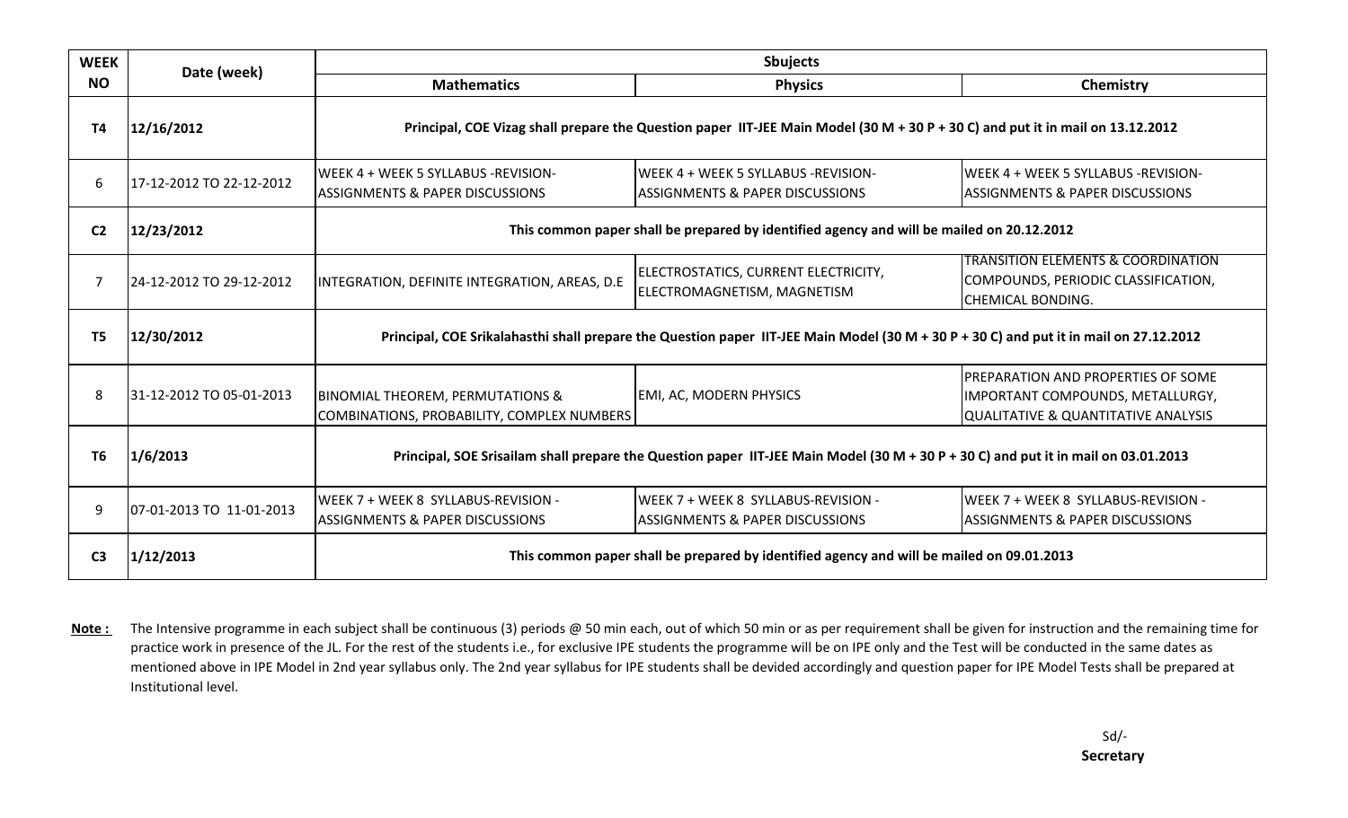| WEEK NO | Date (week) | Sbujects | | |
|---|---|---|---|---|
| | | Mathematics | Physics | Chemistry |
| T4 | 12/16/2012 | Principal, COE Vizag shall prepare the Question paper IIT-JEE Main Model (30 M + 30 P + 30 C) and put it in mail on 13.12.2012 | | |
| 6 | 17-12-2012 TO 22-12-2012 | WEEK 4 + WEEK 5 SYLLABUS -REVISION- ASSIGNMENTS & PAPER DISCUSSIONS | WEEK 4 + WEEK 5 SYLLABUS -REVISION- ASSIGNMENTS & PAPER DISCUSSIONS | WEEK 4 + WEEK 5 SYLLABUS -REVISION- ASSIGNMENTS & PAPER DISCUSSIONS |
| C2 | 12/23/2012 | This common paper shall be prepared by identified agency and will be mailed on 20.12.2012 | | |
| 7 | 24-12-2012 TO 29-12-2012 | INTEGRATION, DEFINITE INTEGRATION, AREAS, D.E | ELECTROSTATICS, CURRENT ELECTRICITY, ELECTROMAGNETISM, MAGNETISM | TRANSITION ELEMENTS & COORDINATION COMPOUNDS, PERIODIC CLASSIFICATION, CHEMICAL BONDING. |
| T5 | 12/30/2012 | Principal, COE Srikalahasthi shall prepare the Question paper IIT-JEE Main Model (30 M + 30 P + 30 C) and put it in mail on 27.12.2012 | | |
| 8 | 31-12-2012 TO 05-01-2013 | BINOMIAL THEOREM, PERMUTATIONS & COMBINATIONS, PROBABILITY, COMPLEX NUMBERS | EMI, AC, MODERN PHYSICS | PREPARATION AND PROPERTIES OF SOME IMPORTANT COMPOUNDS, METALLURGY, QUALITATIVE & QUANTITATIVE ANALYSIS |
| T6 | 1/6/2013 | Principal, SOE Srisailam shall prepare the Question paper IIT-JEE Main Model (30 M + 30 P + 30 C) and put it in mail on 03.01.2013 | | |
| 9 | 07-01-2013 TO 11-01-2013 | WEEK 7 + WEEK 8 SYLLABUS-REVISION - ASSIGNMENTS & PAPER DISCUSSIONS | WEEK 7 + WEEK 8 SYLLABUS-REVISION - ASSIGNMENTS & PAPER DISCUSSIONS | WEEK 7 + WEEK 8 SYLLABUS-REVISION - ASSIGNMENTS & PAPER DISCUSSIONS |
| C3 | 1/12/2013 | This common paper shall be prepared by identified agency and will be mailed on 09.01.2013 | | |

**Note :** The Intensive programme in each subject shall be continuous (3) periods @ 50 min each, out of which 50 min or as per requirement shall be given for instruction and the remaining time for practice work in presence of the JL. For the rest of the students i.e., for exclusive IPE students the programme will be on IPE only and the Test will be conducted in the same dates as mentioned above in IPE Model in 2nd year syllabus only. The 2nd year syllabus for IPE students shall be devided accordingly and question paper for IPE Model Tests shall be prepared at Institutional level.

Sd/-
**Secretary**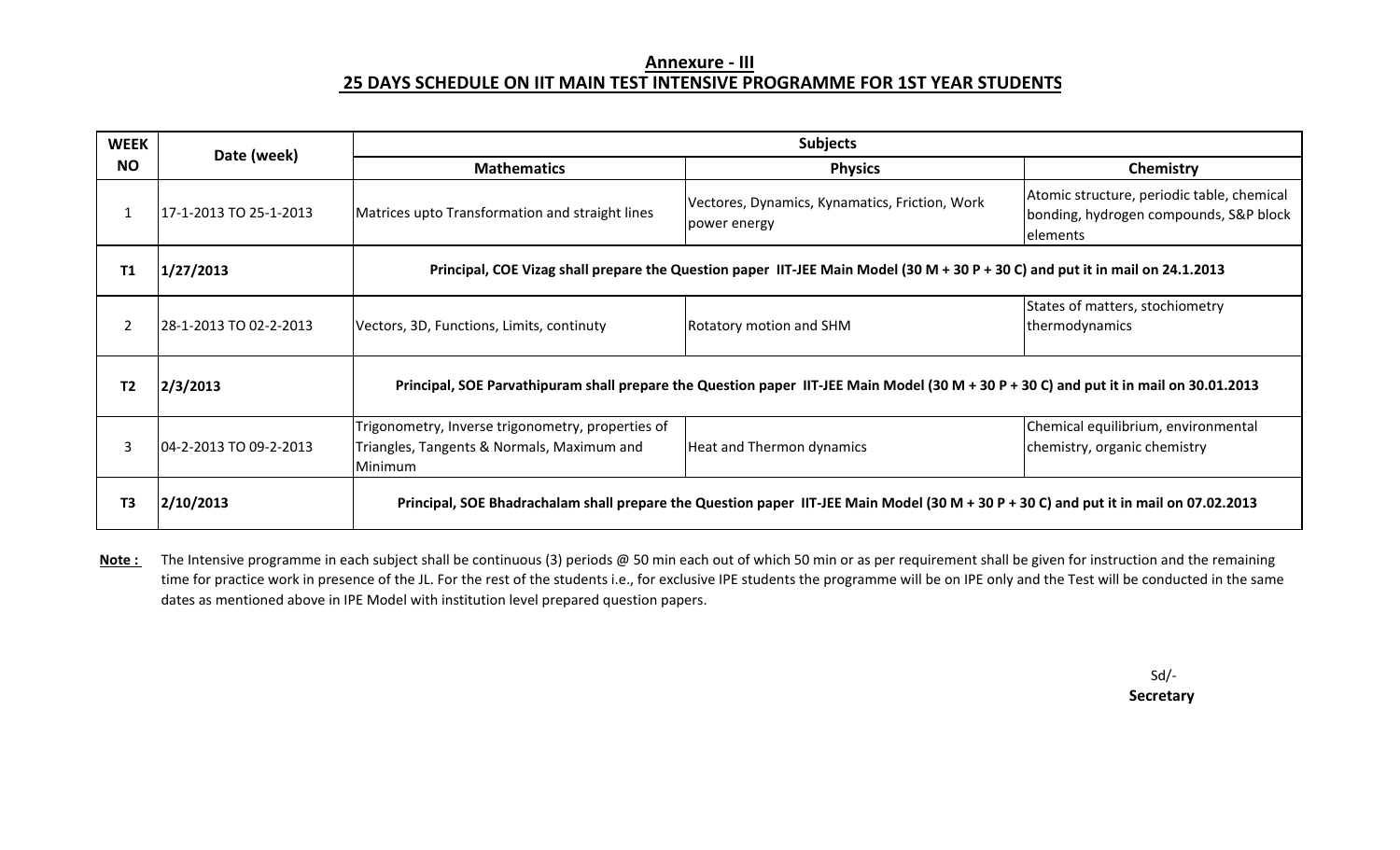## Annexure - III

## 25 DAYS SCHEDULE ON IIT MAIN TEST INTENSIVE PROGRAMME FOR 1ST YEAR STUDENTS

| WEEK NO | Date (week) | Subjects | | |
|---|---|---|---|---|
| | | **Mathematics** | **Physics** | **Chemistry** |
| 1 | 17-1-2013 TO 25-1-2013 | Matrices upto Transformation and straight lines | Vectores, Dynamics, Kynamatics, Friction, Work power energy | Atomic structure, periodic table, chemical bonding, hydrogen compounds, S&P block elements |
| **T1** | **1/27/2013** | **Principal, COE Vizag shall prepare the Question paper IIT-JEE Main Model (30 M + 30 P + 30 C) and put it in mail on 24.1.2013** | | |
| 2 | 28-1-2013 TO 02-2-2013 | Vectors, 3D, Functions, Limits, continuty | Rotatory motion and SHM | States of matters, stochiometry thermodynamics |
| **T2** | **2/3/2013** | **Principal, SOE Parvathipuram shall prepare the Question paper IIT-JEE Main Model (30 M + 30 P + 30 C) and put it in mail on 30.01.2013** | | |
| 3 | 04-2-2013 TO 09-2-2013 | Trigonometry, Inverse trigonometry, properties of Triangles, Tangents & Normals, Maximum and Minimum | Heat and Thermon dynamics | Chemical equilibrium, environmental chemistry, organic chemistry |
| **T3** | **2/10/2013** | **Principal, SOE Bhadrachalam shall prepare the Question paper IIT-JEE Main Model (30 M + 30 P + 30 C) and put it in mail on 07.02.2013** | | |

**Note :** The Intensive programme in each subject shall be continuous (3) periods @ 50 min each out of which 50 min or as per requirement shall be given for instruction and the remaining time for practice work in presence of the JL. For the rest of the students i.e., for exclusive IPE students the programme will be on IPE only and the Test will be conducted in the same dates as mentioned above in IPE Model with institution level prepared question papers.

Sd/-
**Secretary**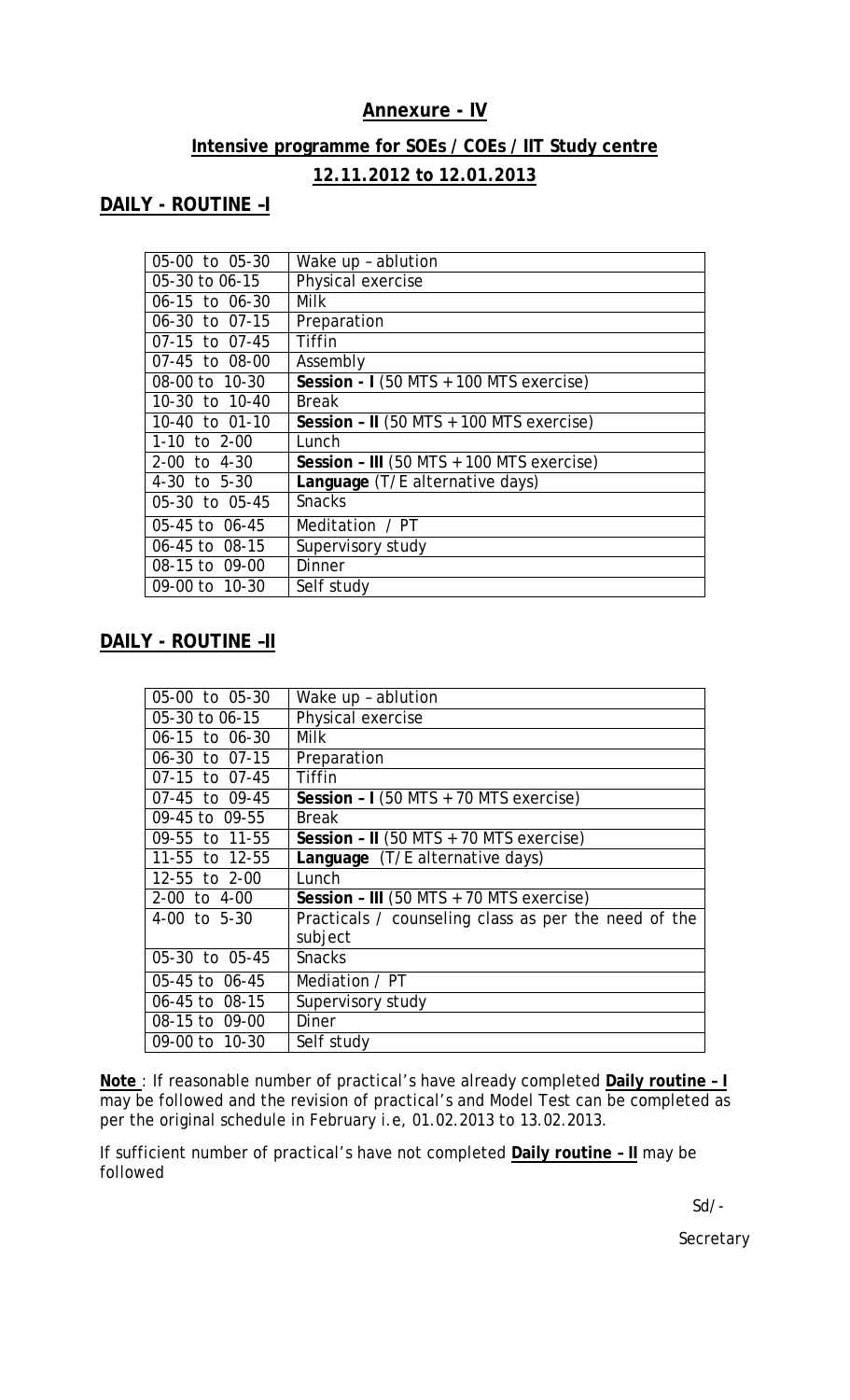## Annexure - IV

## Intensive programme for SOEs / COEs / IIT Study centre

## 12.11.2012 to 12.01.2013

### DAILY - ROUTINE –I

| | |
|---|---|
| 05-00 to 05-30 | Wake up – ablution |
| 05-30 to 06-15 | Physical exercise |
| 06-15 to 06-30 | Milk |
| 06-30 to 07-15 | Preparation |
| 07-15 to 07-45 | Tiffin |
| 07-45 to 08-00 | Assembly |
| 08-00 to 10-30 | **Session - I** (50 MTS + 100 MTS exercise) |
| 10-30 to 10-40 | Break |
| 10-40 to 01-10 | **Session – II** (50 MTS + 100 MTS exercise) |
| 1-10 to 2-00 | Lunch |
| 2-00 to 4-30 | **Session – III** (50 MTS + 100 MTS exercise) |
| 4-30 to 5-30 | **Language** (T/E alternative days) |
| 05-30 to 05-45 | Snacks |
| 05-45 to 06-45 | Meditation / PT |
| 06-45 to 08-15 | Supervisory study |
| 08-15 to 09-00 | Dinner |
| 09-00 to 10-30 | Self study |

### DAILY - ROUTINE –II

| | |
|---|---|
| 05-00 to 05-30 | Wake up – ablution |
| 05-30 to 06-15 | Physical exercise |
| 06-15 to 06-30 | Milk |
| 06-30 to 07-15 | Preparation |
| 07-15 to 07-45 | Tiffin |
| 07-45 to 09-45 | **Session – I** (50 MTS + 70 MTS exercise) |
| 09-45 to 09-55 | Break |
| 09-55 to 11-55 | **Session – II** (50 MTS + 70 MTS exercise) |
| 11-55 to 12-55 | **Language** (T/E alternative days) |
| 12-55 to 2-00 | Lunch |
| 2-00 to 4-00 | **Session – III** (50 MTS + 70 MTS exercise) |
| 4-00 to 5-30 | Practicals / counseling class as per the need of the subject |
| 05-30 to 05-45 | Snacks |
| 05-45 to 06-45 | Mediation / PT |
| 06-45 to 08-15 | Supervisory study |
| 08-15 to 09-00 | Diner |
| 09-00 to 10-30 | Self study |

**Note** : If reasonable number of practical's have already completed **Daily routine – I** may be followed and the revision of practical's and Model Test can be completed as per the original schedule in February i.e, 01.02.2013 to 13.02.2013.

If sufficient number of practical's have not completed **Daily routine – II** may be followed

Sd/-

Secretary